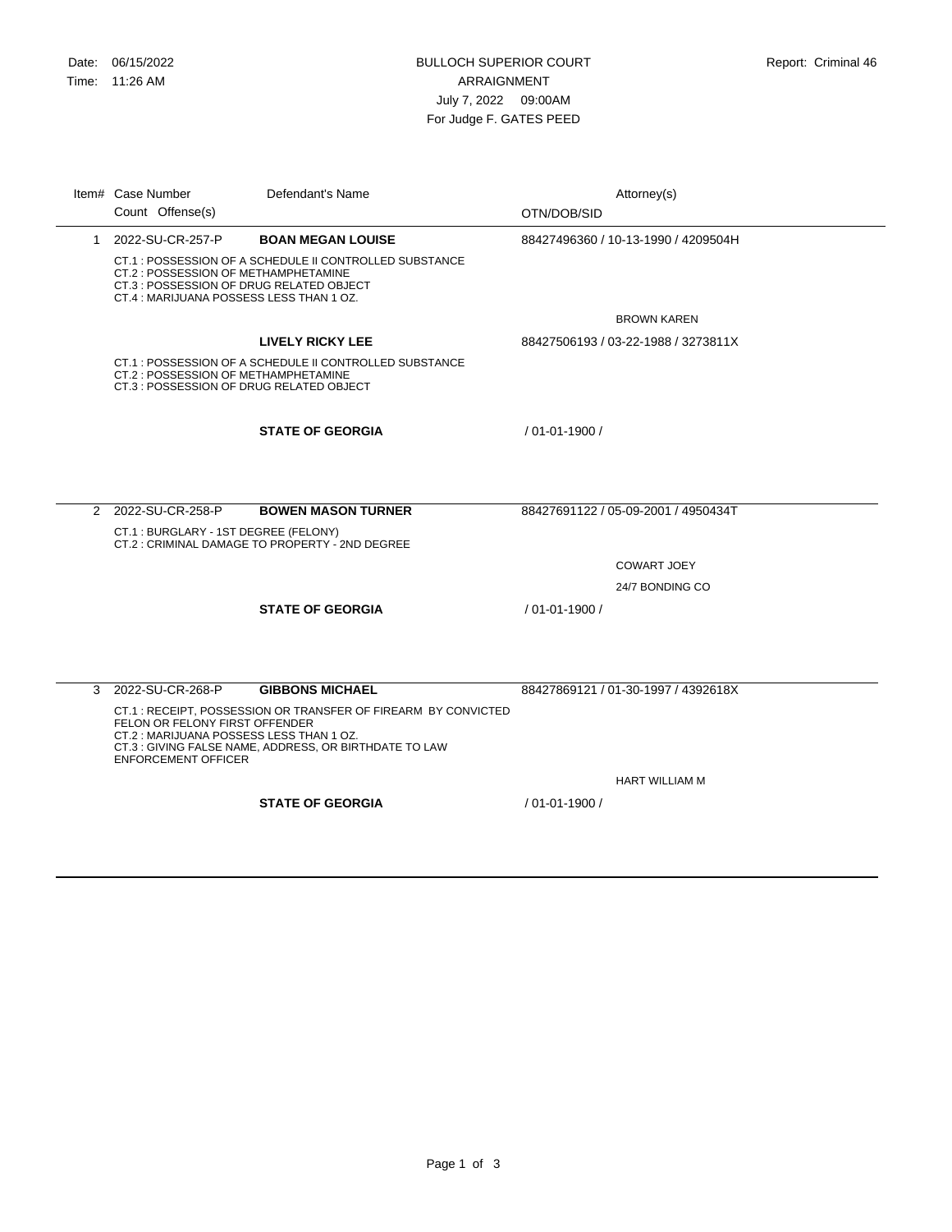Date: 06/15/2022
Time: 11:26 AM

# BULLOCH SUPERIOR COURT

## ARRAIGNMENT

July 7, 2022 09:00AM

For Judge F. GATES PEED

Report: Criminal 46

| Item# | Case Number / Count Offense(s) | Defendant's Name | Attorney(s) / OTN/DOB/SID |
|---|---|---|---|
| 1 | 2022-SU-CR-257-P | **BOAN MEGAN LOUISE** | 88427496360 / 10-13-1990 / 4209504H |
| | CT.1 : POSSESSION OF A SCHEDULE II CONTROLLED SUBSTANCE<br>CT.2 : POSSESSION OF METHAMPHETAMINE<br>CT.3 : POSSESSION OF DRUG RELATED OBJECT<br>CT.4 : MARIJUANA POSSESS LESS THAN 1 OZ. | | |
| | | | BROWN KAREN |
| | | **LIVELY RICKY LEE** | 88427506193 / 03-22-1988 / 3273811X |
| | CT.1 : POSSESSION OF A SCHEDULE II CONTROLLED SUBSTANCE<br>CT.2 : POSSESSION OF METHAMPHETAMINE<br>CT.3 : POSSESSION OF DRUG RELATED OBJECT | | |
| | | **STATE OF GEORGIA** | / 01-01-1900 / |
| 2 | 2022-SU-CR-258-P | **BOWEN MASON TURNER** | 88427691122 / 05-09-2001 / 4950434T |
| | CT.1 : BURGLARY - 1ST DEGREE (FELONY)<br>CT.2 : CRIMINAL DAMAGE TO PROPERTY - 2ND DEGREE | | |
| | | | COWART JOEY |
| | | | 24/7 BONDING CO |
| | | **STATE OF GEORGIA** | / 01-01-1900 / |
| 3 | 2022-SU-CR-268-P | **GIBBONS MICHAEL** | 88427869121 / 01-30-1997 / 4392618X |
| | CT.1 : RECEIPT, POSSESSION OR TRANSFER OF FIREARM BY CONVICTED FELON OR FELONY FIRST OFFENDER<br>CT.2 : MARIJUANA POSSESS LESS THAN 1 OZ.<br>CT.3 : GIVING FALSE NAME, ADDRESS, OR BIRTHDATE TO LAW ENFORCEMENT OFFICER | | |
| | | | HART WILLIAM M |
| | | **STATE OF GEORGIA** | / 01-01-1900 / |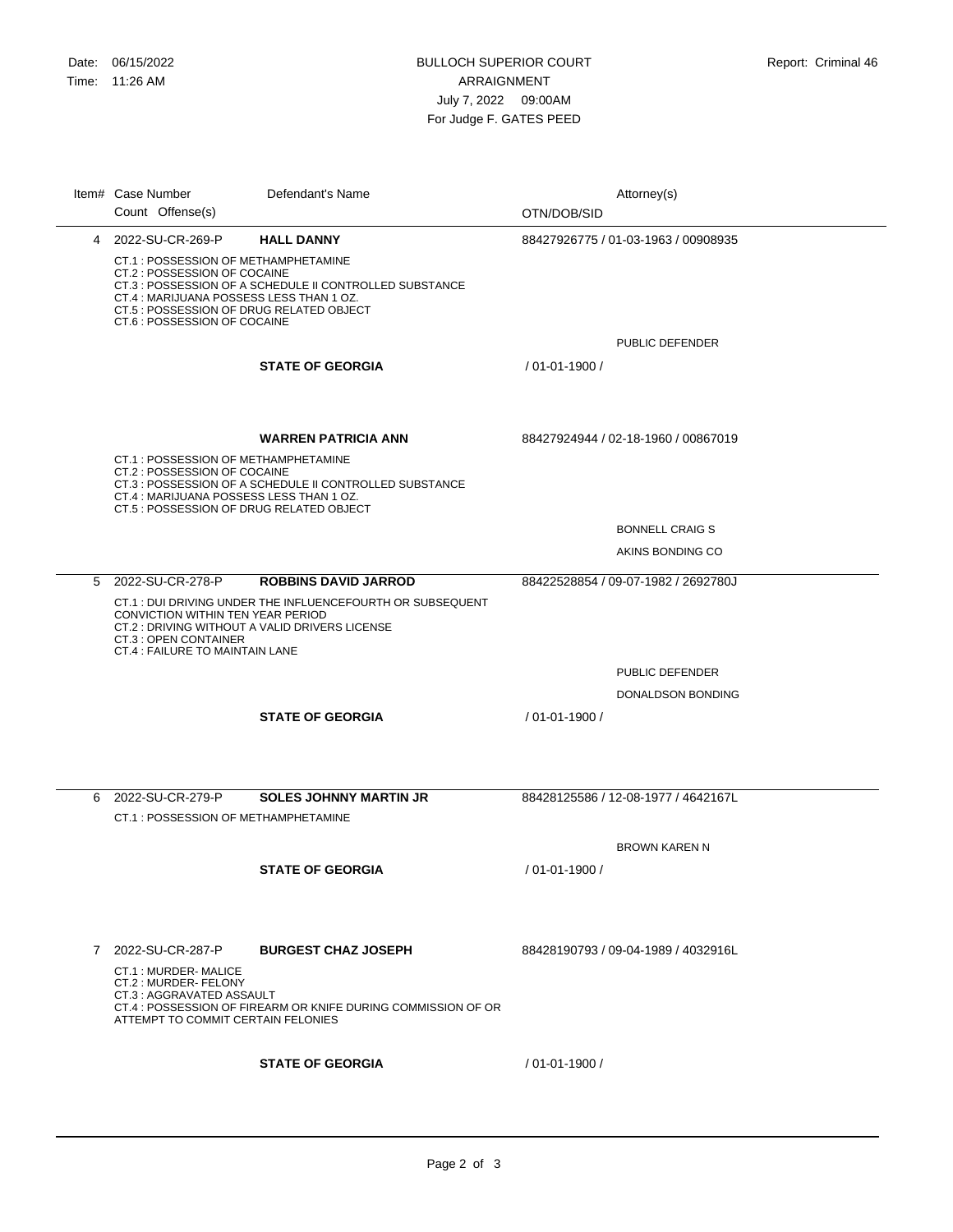BULLOCH SUPERIOR COURT
ARRAIGNMENT
July 7, 2022 09:00AM
For Judge F. GATES PEED

Date: 06/15/2022
Time: 11:26 AM

Report: Criminal 46

| Item# | Case Number / Count Offense(s) | Defendant's Name | Attorney(s) / OTN/DOB/SID |
|---|---|---|---|
| 4 | 2022-SU-CR-269-P | **HALL DANNY** | 88427926775 / 01-03-1963 / 00908935 |
| | CT.1 : POSSESSION OF METHAMPHETAMINE<br>CT.2 : POSSESSION OF COCAINE<br>CT.3 : POSSESSION OF A SCHEDULE II CONTROLLED SUBSTANCE<br>CT.4 : MARIJUANA POSSESS LESS THAN 1 OZ.<br>CT.5 : POSSESSION OF DRUG RELATED OBJECT<br>CT.6 : POSSESSION OF COCAINE | | |
| | | | PUBLIC DEFENDER |
| | | **STATE OF GEORGIA** | / 01-01-1900 / |
| | | **WARREN PATRICIA ANN** | 88427924944 / 02-18-1960 / 00867019 |
| | CT.1 : POSSESSION OF METHAMPHETAMINE<br>CT.2 : POSSESSION OF COCAINE<br>CT.3 : POSSESSION OF A SCHEDULE II CONTROLLED SUBSTANCE<br>CT.4 : MARIJUANA POSSESS LESS THAN 1 OZ.<br>CT.5 : POSSESSION OF DRUG RELATED OBJECT | | |
| | | | BONNELL CRAIG S |
| | | | AKINS BONDING CO |
| 5 | 2022-SU-CR-278-P | **ROBBINS DAVID JARROD** | 88422528854 / 09-07-1982 / 2692780J |
| | CT.1 : DUI DRIVING UNDER THE INFLUENCEFOURTH OR SUBSEQUENT CONVICTION WITHIN TEN YEAR PERIOD<br>CT.2 : DRIVING WITHOUT A VALID DRIVERS LICENSE<br>CT.3 : OPEN CONTAINER<br>CT.4 : FAILURE TO MAINTAIN LANE | | |
| | | | PUBLIC DEFENDER |
| | | | DONALDSON BONDING |
| | | **STATE OF GEORGIA** | / 01-01-1900 / |
| 6 | 2022-SU-CR-279-P | **SOLES JOHNNY MARTIN JR** | 88428125586 / 12-08-1977 / 4642167L |
| | CT.1 : POSSESSION OF METHAMPHETAMINE | | |
| | | | BROWN KAREN N |
| | | **STATE OF GEORGIA** | / 01-01-1900 / |
| 7 | 2022-SU-CR-287-P | **BURGEST CHAZ JOSEPH** | 88428190793 / 09-04-1989 / 4032916L |
| | CT.1 : MURDER- MALICE<br>CT.2 : MURDER- FELONY<br>CT.3 : AGGRAVATED ASSAULT<br>CT.4 : POSSESSION OF FIREARM OR KNIFE DURING COMMISSION OF OR ATTEMPT TO COMMIT CERTAIN FELONIES | | |
| | | **STATE OF GEORGIA** | / 01-01-1900 / |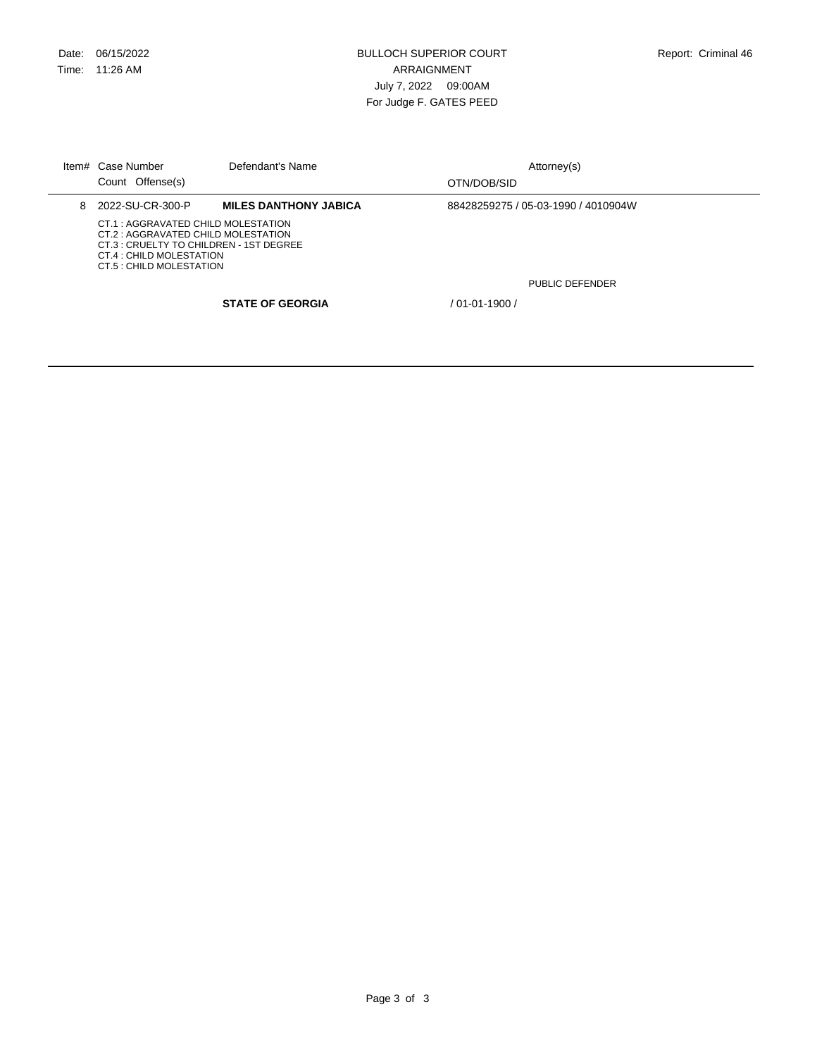Date: 06/15/2022
Time: 11:26 AM

BULLOCH SUPERIOR COURT
ARRAIGNMENT
July 7, 2022 09:00AM
For Judge F. GATES PEED

Report: Criminal 46

| Item# | Case Number / Count Offense(s) | Defendant's Name | Attorney(s) / OTN/DOB/SID |
|---|---|---|---|
| 8 | 2022-SU-CR-300-P | **MILES DANTHONY JABICA** | 88428259275 / 05-03-1990 / 4010904W |
| | CT.1 : AGGRAVATED CHILD MOLESTATION<br>CT.2 : AGGRAVATED CHILD MOLESTATION<br>CT.3 : CRUELTY TO CHILDREN - 1ST DEGREE<br>CT.4 : CHILD MOLESTATION<br>CT.5 : CHILD MOLESTATION | | |
| | | | PUBLIC DEFENDER |
| | | **STATE OF GEORGIA** | / 01-01-1900 / |